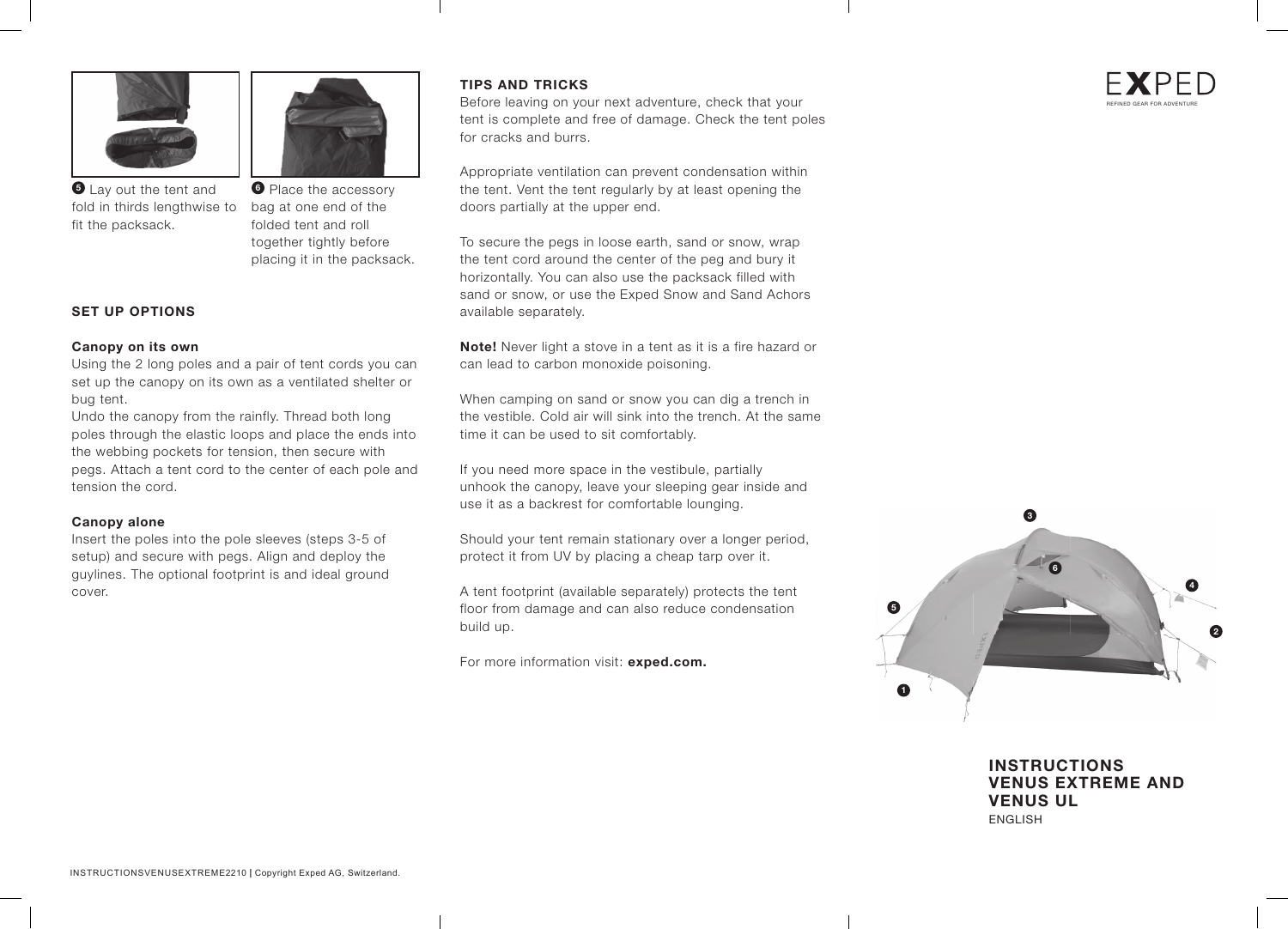5 Lay out the tent and fold in thirds lengthwise to fit the packsack.

6 Place the accessory bag at one end of the folded tent and roll together tightly before placing it in the packsack.

## SET UP OPTIONS

### Canopy on its own

Using the 2 long poles and a pair of tent cords you can set up the canopy on its own as a ventilated shelter or bug tent.

Undo the canopy from the rainfly. Thread both long poles through the elastic loops and place the ends into the webbing pockets for tension, then secure with pegs. Attach a tent cord to the center of each pole and tension the cord.

### Canopy alone

Insert the poles into the pole sleeves (steps 3-5 of setup) and secure with pegs. Align and deploy the guylines. The optional footprint is and ideal ground cover.

## TIPS AND TRICKS

Before leaving on your next adventure, check that your tent is complete and free of damage. Check the tent poles for cracks and burrs.

Appropriate ventilation can prevent condensation within the tent. Vent the tent regularly by at least opening the doors partially at the upper end.

To secure the pegs in loose earth, sand or snow, wrap the tent cord around the center of the peg and bury it horizontally. You can also use the packsack filled with sand or snow, or use the Exped Snow and Sand Achors available separately.

**Note!** Never light a stove in a tent as it is a fire hazard or can lead to carbon monoxide poisoning.

When camping on sand or snow you can dig a trench in the vestible. Cold air will sink into the trench. At the same time it can be used to sit comfortably.

If you need more space in the vestibule, partially unhook the canopy, leave your sleeping gear inside and use it as a backrest for comfortable lounging.

Should your tent remain stationary over a longer period, protect it from UV by placing a cheap tarp over it.

A tent footprint (available separately) protects the tent floor from damage and can also reduce condensation build up.

For more information visit: **exped.com.**

EXPED
REFINED GEAR FOR ADVENTURE

# INSTRUCTIONS VENUS EXTREME AND VENUS UL

ENGLISH

INSTRUCTIONSVENUSEXTREME2210 | Copyright Exped AG, Switzerland.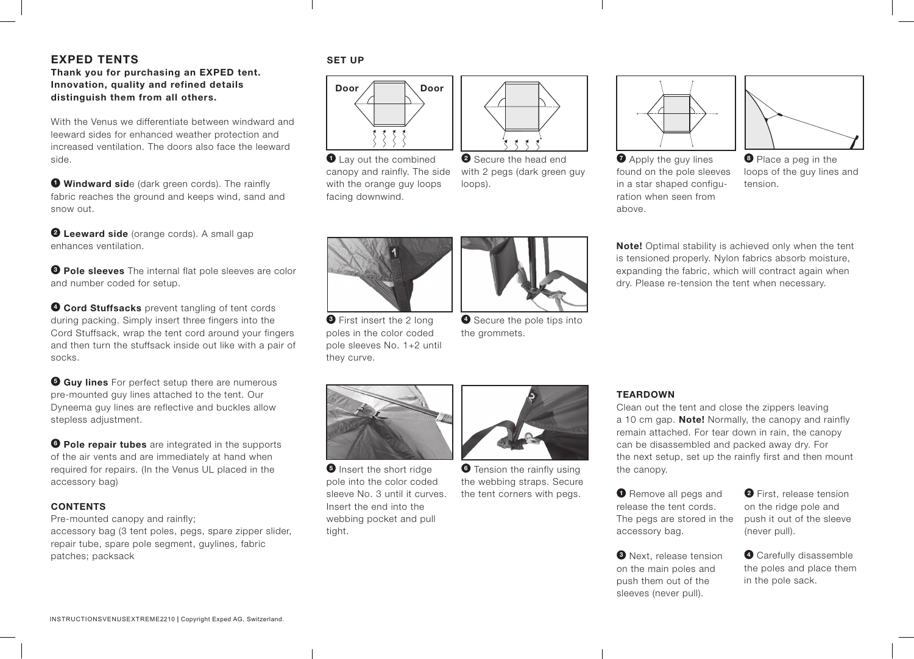## EXPED TENTS

**Thank you for purchasing an EXPED tent. Innovation, quality and refined details distinguish them from all others.**

With the Venus we differentiate between windward and leeward sides for enhanced weather protection and increased ventilation. The doors also face the leeward side.

❶ **Windward sid**e (dark green cords). The rainfly fabric reaches the ground and keeps wind, sand and snow out.

❷ **Leeward side** (orange cords). A small gap enhances ventilation.

❸ **Pole sleeves** The internal flat pole sleeves are color and number coded for setup.

❹ **Cord Stuffsacks** prevent tangling of tent cords during packing. Simply insert three fingers into the Cord Stuffsack, wrap the tent cord around your fingers and then turn the stuffsack inside out like with a pair of socks.

❺ **Guy lines** For perfect setup there are numerous pre-mounted guy lines attached to the tent. Our Dyneema guy lines are reflective and buckles allow stepless adjustment.

❻ **Pole repair tubes** are integrated in the supports of the air vents and are immediately at hand when required for repairs. (In the Venus UL placed in the accessory bag)

### CONTENTS

Pre-mounted canopy and rainfly;
accessory bag (3 tent poles, pegs, spare zipper slider, repair tube, spare pole segment, guylines, fabric patches; packsack

### SET UP

Door

Door

❶ Lay out the combined canopy and rainfly. The side with the orange guy loops facing downwind.

❷ Secure the head end with 2 pegs (dark green guy loops).

❸ First insert the 2 long poles in the color coded pole sleeves No. 1+2 until they curve.

❹ Secure the pole tips into the grommets.

❺ Insert the short ridge pole into the color coded sleeve No. 3 until it curves. Insert the end into the webbing pocket and pull tight.

❻ Tension the rainfly using the webbing straps. Secure the tent corners with pegs.

❼ Apply the guy lines found on the pole sleeves in a star shaped configuration when seen from above.

❽ Place a peg in the loops of the guy lines and tension.

**Note!** Optimal stability is achieved only when the tent is tensioned properly. Nylon fabrics absorb moisture, expanding the fabric, which will contract again when dry. Please re-tension the tent when necessary.

### TEARDOWN

Clean out the tent and close the zippers leaving a 10 cm gap. **Note!** Normally, the canopy and rainfly remain attached. For tear down in rain, the canopy can be disassembled and packed away dry. For the next setup, set up the rainfly first and then mount the canopy.

❶ Remove all pegs and release the tent cords. The pegs are stored in the accessory bag.

❷ First, release tension on the ridge pole and push it out of the sleeve (never pull).

❸ Next, release tension on the main poles and push them out of the sleeves (never pull).

❹ Carefully disassemble the poles and place them in the pole sack.

INSTRUCTIONSVENUSEXTREME2210 | Copyright Exped AG, Switzerland.